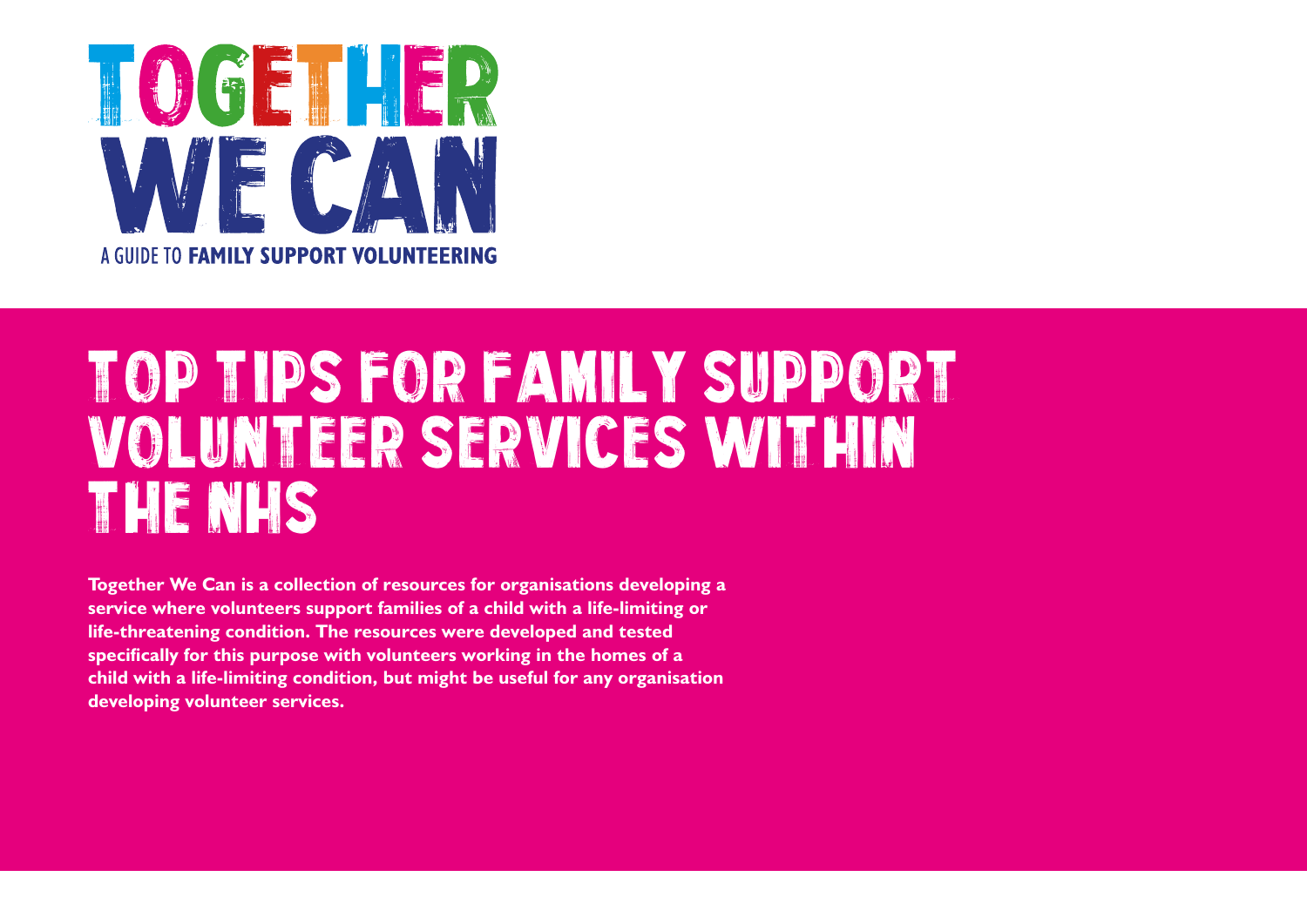# TOGETHER WE CAN

A GUIDE TO **FAMILY SUPPORT VOLUNTEERING**

# TOP TIPS FOR FAMILY SUPPORT VOLUNTEER SERVICES WITHIN THE NHS

**Together We Can is a collection of resources for organisations developing a service where volunteers support families of a child with a life-limiting or life-threatening condition. The resources were developed and tested specifically for this purpose with volunteers working in the homes of a child with a life-limiting condition, but might be useful for any organisation developing volunteer services.**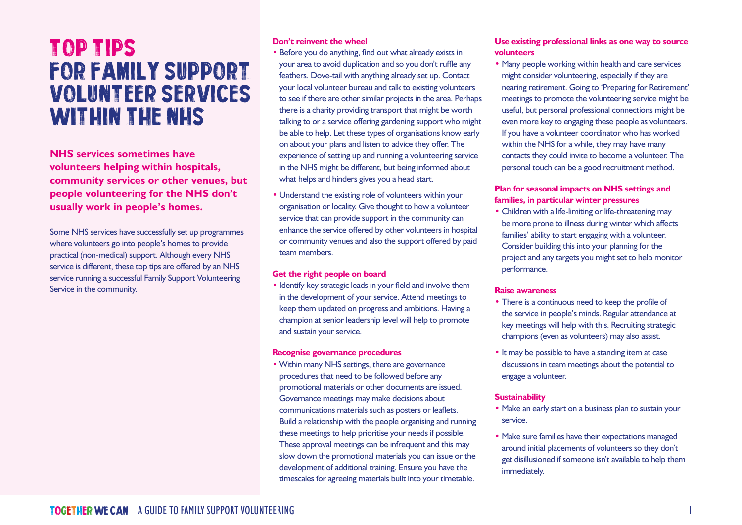# TOP TIPS FOR FAMILY SUPPORT VOLUNTEER SERVICES WITHIN THE NHS

**NHS services sometimes have volunteers helping within hospitals, community services or other venues, but people volunteering for the NHS don't usually work in people's homes.**

Some NHS services have successfully set up programmes where volunteers go into people's homes to provide practical (non-medical) support. Although every NHS service is different, these top tips are offered by an NHS service running a successful Family Support Volunteering Service in the community.

### Don't reinvent the wheel

- Before you do anything, find out what already exists in your area to avoid duplication and so you don't ruffle any feathers. Dove-tail with anything already set up. Contact your local volunteer bureau and talk to existing volunteers to see if there are other similar projects in the area. Perhaps there is a charity providing transport that might be worth talking to or a service offering gardening support who might be able to help. Let these types of organisations know early on about your plans and listen to advice they offer. The experience of setting up and running a volunteering service in the NHS might be different, but being informed about what helps and hinders gives you a head start.
- Understand the existing role of volunteers within your organisation or locality. Give thought to how a volunteer service that can provide support in the community can enhance the service offered by other volunteers in hospital or community venues and also the support offered by paid team members.

### Get the right people on board

- Identify key strategic leads in your field and involve them in the development of your service. Attend meetings to keep them updated on progress and ambitions. Having a champion at senior leadership level will help to promote and sustain your service.

### Recognise governance procedures

- Within many NHS settings, there are governance procedures that need to be followed before any promotional materials or other documents are issued. Governance meetings may make decisions about communications materials such as posters or leaflets. Build a relationship with the people organising and running these meetings to help prioritise your needs if possible. These approval meetings can be infrequent and this may slow down the promotional materials you can issue or the development of additional training. Ensure you have the timescales for agreeing materials built into your timetable.

### Use existing professional links as one way to source volunteers

- Many people working within health and care services might consider volunteering, especially if they are nearing retirement. Going to 'Preparing for Retirement' meetings to promote the volunteering service might be useful, but personal professional connections might be even more key to engaging these people as volunteers. If you have a volunteer coordinator who has worked within the NHS for a while, they may have many contacts they could invite to become a volunteer. The personal touch can be a good recruitment method.

### Plan for seasonal impacts on NHS settings and families, in particular winter pressures

- Children with a life-limiting or life-threatening may be more prone to illness during winter which affects families' ability to start engaging with a volunteer. Consider building this into your planning for the project and any targets you might set to help monitor performance.

### Raise awareness

- There is a continuous need to keep the profile of the service in people's minds. Regular attendance at key meetings will help with this. Recruiting strategic champions (even as volunteers) may also assist.
- It may be possible to have a standing item at case discussions in team meetings about the potential to engage a volunteer.

### Sustainability

- Make an early start on a business plan to sustain your service.
- Make sure families have their expectations managed around initial placements of volunteers so they don't get disillusioned if someone isn't available to help them immediately.